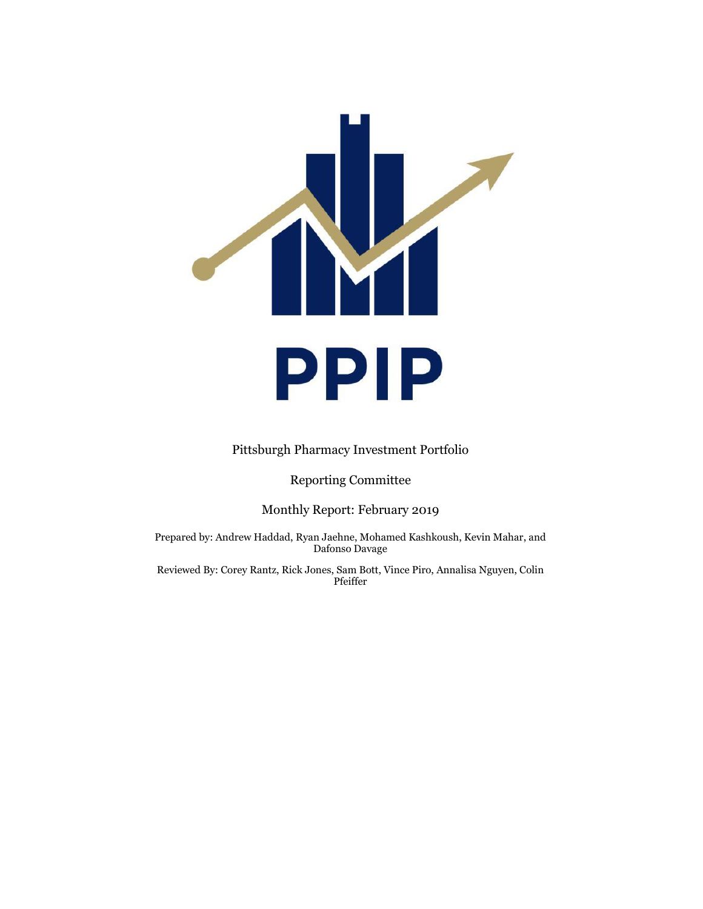# PPIP

Pittsburgh Pharmacy Investment Portfolio

Reporting Committee

Monthly Report: February 2019

Prepared by: Andrew Haddad, Ryan Jaehne, Mohamed Kashkoush, Kevin Mahar, and Dafonso Davage

Reviewed By: Corey Rantz, Rick Jones, Sam Bott, Vince Piro, Annalisa Nguyen, Colin Pfeiffer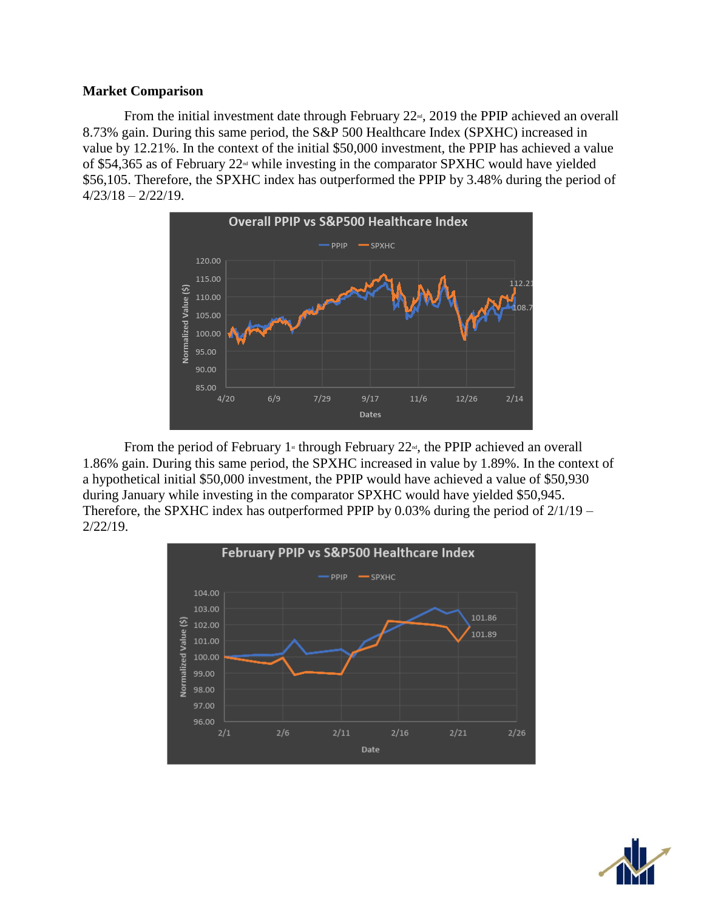**Market Comparison**

From the initial investment date through February 22nd, 2019 the PPIP achieved an overall 8.73% gain. During this same period, the S&P 500 Healthcare Index (SPXHC) increased in value by 12.21%. In the context of the initial $50,000 investment, the PPIP has achieved a value of $54,365 as of February 22nd while investing in the comparator SPXHC would have yielded $56,105. Therefore, the SPXHC index has outperformed the PPIP by 3.48% during the period of 4/23/18 – 2/22/19.

From the period of February 1st through February 22nd, the PPIP achieved an overall 1.86% gain. During this same period, the SPXHC increased in value by 1.89%. In the context of a hypothetical initial $50,000 investment, the PPIP would have achieved a value of $50,930 during January while investing in the comparator SPXHC would have yielded $50,945. Therefore, the SPXHC index has outperformed PPIP by 0.03% during the period of 2/1/19 – 2/22/19.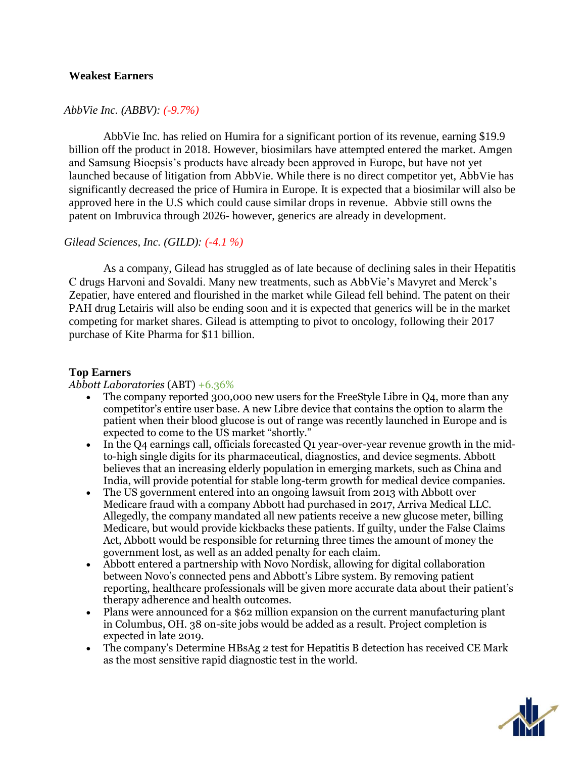**Weakest Earners**

*AbbVie Inc. (ABBV): (-9.7%)*

AbbVie Inc. has relied on Humira for a significant portion of its revenue, earning $19.9 billion off the product in 2018. However, biosimilars have attempted entered the market. Amgen and Samsung Bioepsis's products have already been approved in Europe, but have not yet launched because of litigation from AbbVie. While there is no direct competitor yet, AbbVie has significantly decreased the price of Humira in Europe. It is expected that a biosimilar will also be approved here in the U.S which could cause similar drops in revenue. Abbvie still owns the patent on Imbruvica through 2026- however, generics are already in development.

*Gilead Sciences, Inc. (GILD): (-4.1 %)*

As a company, Gilead has struggled as of late because of declining sales in their Hepatitis C drugs Harvoni and Sovaldi. Many new treatments, such as AbbVie's Mavyret and Merck's Zepatier, have entered and flourished in the market while Gilead fell behind. The patent on their PAH drug Letairis will also be ending soon and it is expected that generics will be in the market competing for market shares. Gilead is attempting to pivot to oncology, following their 2017 purchase of Kite Pharma for $11 billion.

**Top Earners**

*Abbott Laboratories* (ABT) +6.36%

- The company reported 300,000 new users for the FreeStyle Libre in Q4, more than any competitor's entire user base. A new Libre device that contains the option to alarm the patient when their blood glucose is out of range was recently launched in Europe and is expected to come to the US market "shortly."
- In the Q4 earnings call, officials forecasted Q1 year-over-year revenue growth in the mid-to-high single digits for its pharmaceutical, diagnostics, and device segments. Abbott believes that an increasing elderly population in emerging markets, such as China and India, will provide potential for stable long-term growth for medical device companies.
- The US government entered into an ongoing lawsuit from 2013 with Abbott over Medicare fraud with a company Abbott had purchased in 2017, Arriva Medical LLC. Allegedly, the company mandated all new patients receive a new glucose meter, billing Medicare, but would provide kickbacks these patients. If guilty, under the False Claims Act, Abbott would be responsible for returning three times the amount of money the government lost, as well as an added penalty for each claim.
- Abbott entered a partnership with Novo Nordisk, allowing for digital collaboration between Novo's connected pens and Abbott's Libre system. By removing patient reporting, healthcare professionals will be given more accurate data about their patient's therapy adherence and health outcomes.
- Plans were announced for a $62 million expansion on the current manufacturing plant in Columbus, OH. 38 on-site jobs would be added as a result. Project completion is expected in late 2019.
- The company's Determine HBsAg 2 test for Hepatitis B detection has received CE Mark as the most sensitive rapid diagnostic test in the world.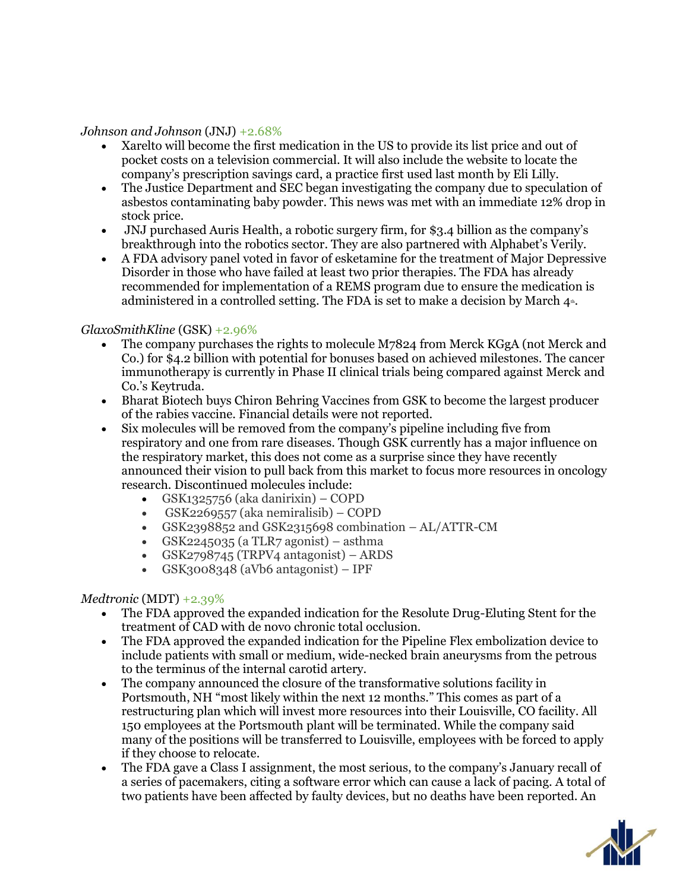*Johnson and Johnson* (JNJ) +2.68%

- Xarelto will become the first medication in the US to provide its list price and out of pocket costs on a television commercial. It will also include the website to locate the company's prescription savings card, a practice first used last month by Eli Lilly.
- The Justice Department and SEC began investigating the company due to speculation of asbestos contaminating baby powder. This news was met with an immediate 12% drop in stock price.
- JNJ purchased Auris Health, a robotic surgery firm, for $3.4 billion as the company's breakthrough into the robotics sector. They are also partnered with Alphabet's Verily.
- A FDA advisory panel voted in favor of esketamine for the treatment of Major Depressive Disorder in those who have failed at least two prior therapies. The FDA has already recommended for implementation of a REMS program due to ensure the medication is administered in a controlled setting. The FDA is set to make a decision by March 4th.

*GlaxoSmithKline* (GSK) +2.96%

- The company purchases the rights to molecule M7824 from Merck KGgA (not Merck and Co.) for $4.2 billion with potential for bonuses based on achieved milestones. The cancer immunotherapy is currently in Phase II clinical trials being compared against Merck and Co.'s Keytruda.
- Bharat Biotech buys Chiron Behring Vaccines from GSK to become the largest producer of the rabies vaccine. Financial details were not reported.
- Six molecules will be removed from the company's pipeline including five from respiratory and one from rare diseases. Though GSK currently has a major influence on the respiratory market, this does not come as a surprise since they have recently announced their vision to pull back from this market to focus more resources in oncology research. Discontinued molecules include:
  - GSK1325756 (aka danirixin) – COPD
  - GSK2269557 (aka nemiralisib) – COPD
  - GSK2398852 and GSK2315698 combination – AL/ATTR-CM
  - GSK2245035 (a TLR7 agonist) – asthma
  - GSK2798745 (TRPV4 antagonist) – ARDS
  - GSK3008348 (aVb6 antagonist) – IPF

*Medtronic* (MDT) +2.39%

- The FDA approved the expanded indication for the Resolute Drug-Eluting Stent for the treatment of CAD with de novo chronic total occlusion.
- The FDA approved the expanded indication for the Pipeline Flex embolization device to include patients with small or medium, wide-necked brain aneurysms from the petrous to the terminus of the internal carotid artery.
- The company announced the closure of the transformative solutions facility in Portsmouth, NH "most likely within the next 12 months." This comes as part of a restructuring plan which will invest more resources into their Louisville, CO facility. All 150 employees at the Portsmouth plant will be terminated. While the company said many of the positions will be transferred to Louisville, employees with be forced to apply if they choose to relocate.
- The FDA gave a Class I assignment, the most serious, to the company's January recall of a series of pacemakers, citing a software error which can cause a lack of pacing. A total of two patients have been affected by faulty devices, but no deaths have been reported. An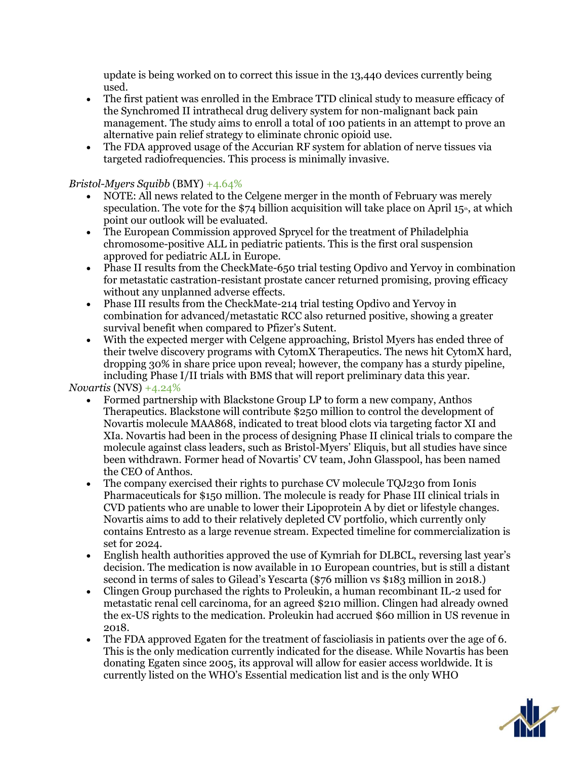update is being worked on to correct this issue in the 13,440 devices currently being used.
- The first patient was enrolled in the Embrace TTD clinical study to measure efficacy of the Synchromed II intrathecal drug delivery system for non-malignant back pain management. The study aims to enroll a total of 100 patients in an attempt to prove an alternative pain relief strategy to eliminate chronic opioid use.
- The FDA approved usage of the Accurian RF system for ablation of nerve tissues via targeted radiofrequencies. This process is minimally invasive.

*Bristol-Myers Squibb* (BMY) +4.64%

- NOTE: All news related to the Celgene merger in the month of February was merely speculation. The vote for the $74 billion acquisition will take place on April 15th, at which point our outlook will be evaluated.
- The European Commission approved Sprycel for the treatment of Philadelphia chromosome-positive ALL in pediatric patients. This is the first oral suspension approved for pediatric ALL in Europe.
- Phase II results from the CheckMate-650 trial testing Opdivo and Yervoy in combination for metastatic castration-resistant prostate cancer returned promising, proving efficacy without any unplanned adverse effects.
- Phase III results from the CheckMate-214 trial testing Opdivo and Yervoy in combination for advanced/metastatic RCC also returned positive, showing a greater survival benefit when compared to Pfizer's Sutent.
- With the expected merger with Celgene approaching, Bristol Myers has ended three of their twelve discovery programs with CytomX Therapeutics. The news hit CytomX hard, dropping 30% in share price upon reveal; however, the company has a sturdy pipeline, including Phase I/II trials with BMS that will report preliminary data this year.

*Novartis* (NVS) +4.24%

- Formed partnership with Blackstone Group LP to form a new company, Anthos Therapeutics. Blackstone will contribute $250 million to control the development of Novartis molecule MAA868, indicated to treat blood clots via targeting factor XI and XIa. Novartis had been in the process of designing Phase II clinical trials to compare the molecule against class leaders, such as Bristol-Myers' Eliquis, but all studies have since been withdrawn. Former head of Novartis' CV team, John Glasspool, has been named the CEO of Anthos.
- The company exercised their rights to purchase CV molecule TQJ230 from Ionis Pharmaceuticals for $150 million. The molecule is ready for Phase III clinical trials in CVD patients who are unable to lower their Lipoprotein A by diet or lifestyle changes. Novartis aims to add to their relatively depleted CV portfolio, which currently only contains Entresto as a large revenue stream. Expected timeline for commercialization is set for 2024.
- English health authorities approved the use of Kymriah for DLBCL, reversing last year's decision. The medication is now available in 10 European countries, but is still a distant second in terms of sales to Gilead's Yescarta ($76 million vs $183 million in 2018.)
- Clingen Group purchased the rights to Proleukin, a human recombinant IL-2 used for metastatic renal cell carcinoma, for an agreed $210 million. Clingen had already owned the ex-US rights to the medication. Proleukin had accrued $60 million in US revenue in 2018.
- The FDA approved Egaten for the treatment of fascioliasis in patients over the age of 6. This is the only medication currently indicated for the disease. While Novartis has been donating Egaten since 2005, its approval will allow for easier access worldwide. It is currently listed on the WHO's Essential medication list and is the only WHO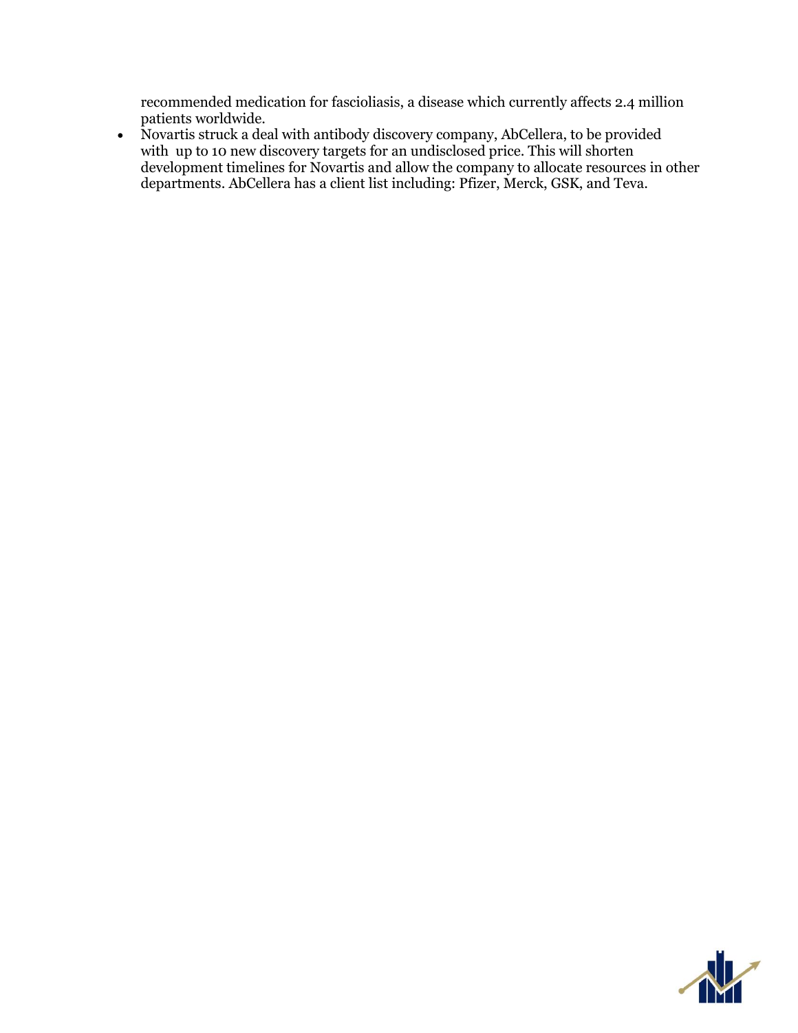recommended medication for fascioliasis, a disease which currently affects 2.4 million patients worldwide.

- Novartis struck a deal with antibody discovery company, AbCellera, to be provided with up to 10 new discovery targets for an undisclosed price. This will shorten development timelines for Novartis and allow the company to allocate resources in other departments. AbCellera has a client list including: Pfizer, Merck, GSK, and Teva.